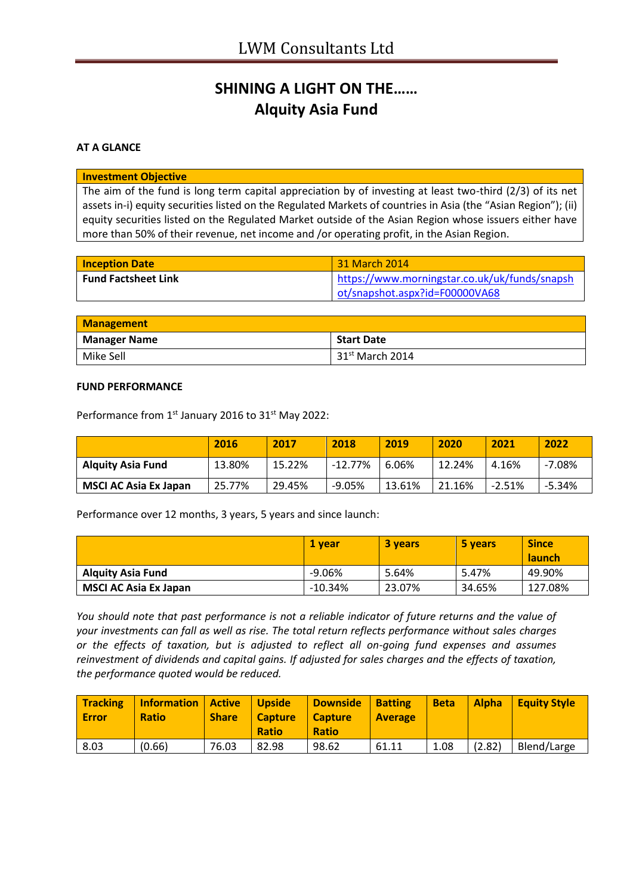# SHINING A LIGHT ON THE……
## Alquity Asia Fund

### AT A GLANCE

| Investment Objective |
|---|
| The aim of the fund is long term capital appreciation by of investing at least two-third (2/3) of its net assets in-i) equity securities listed on the Regulated Markets of countries in Asia (the "Asian Region"); (ii) equity securities listed on the Regulated Market outside of the Asian Region whose issuers either have more than 50% of their revenue, net income and /or operating profit, in the Asian Region. |

| Inception Date | 31 March 2014 |
|---|---|
| Fund Factsheet Link | https://www.morningstar.co.uk/uk/funds/snapshot/snapshot.aspx?id=F00000VA68 |

| Management | |
|---|---|
| **Manager Name** | **Start Date** |
| Mike Sell | 31st March 2014 |

### FUND PERFORMANCE

Performance from 1st January 2016 to 31st May 2022:

| | 2016 | 2017 | 2018 | 2019 | 2020 | 2021 | 2022 |
|---|---|---|---|---|---|---|---|
| **Alquity Asia Fund** | 13.80% | 15.22% | -12.77% | 6.06% | 12.24% | 4.16% | -7.08% |
| **MSCI AC Asia Ex Japan** | 25.77% | 29.45% | -9.05% | 13.61% | 21.16% | -2.51% | -5.34% |

Performance over 12 months, 3 years, 5 years and since launch:

| | 1 year | 3 years | 5 years | Since launch |
|---|---|---|---|---|
| **Alquity Asia Fund** | -9.06% | 5.64% | 5.47% | 49.90% |
| **MSCI AC Asia Ex Japan** | -10.34% | 23.07% | 34.65% | 127.08% |

*You should note that past performance is not a reliable indicator of future returns and the value of your investments can fall as well as rise. The total return reflects performance without sales charges or the effects of taxation, but is adjusted to reflect all on-going fund expenses and assumes reinvestment of dividends and capital gains. If adjusted for sales charges and the effects of taxation, the performance quoted would be reduced.*

| Tracking Error | Information Ratio | Active Share | Upside Capture Ratio | Downside Capture Ratio | Batting Average | Beta | Alpha | Equity Style |
|---|---|---|---|---|---|---|---|---|
| 8.03 | (0.66) | 76.03 | 82.98 | 98.62 | 61.11 | 1.08 | (2.82) | Blend/Large |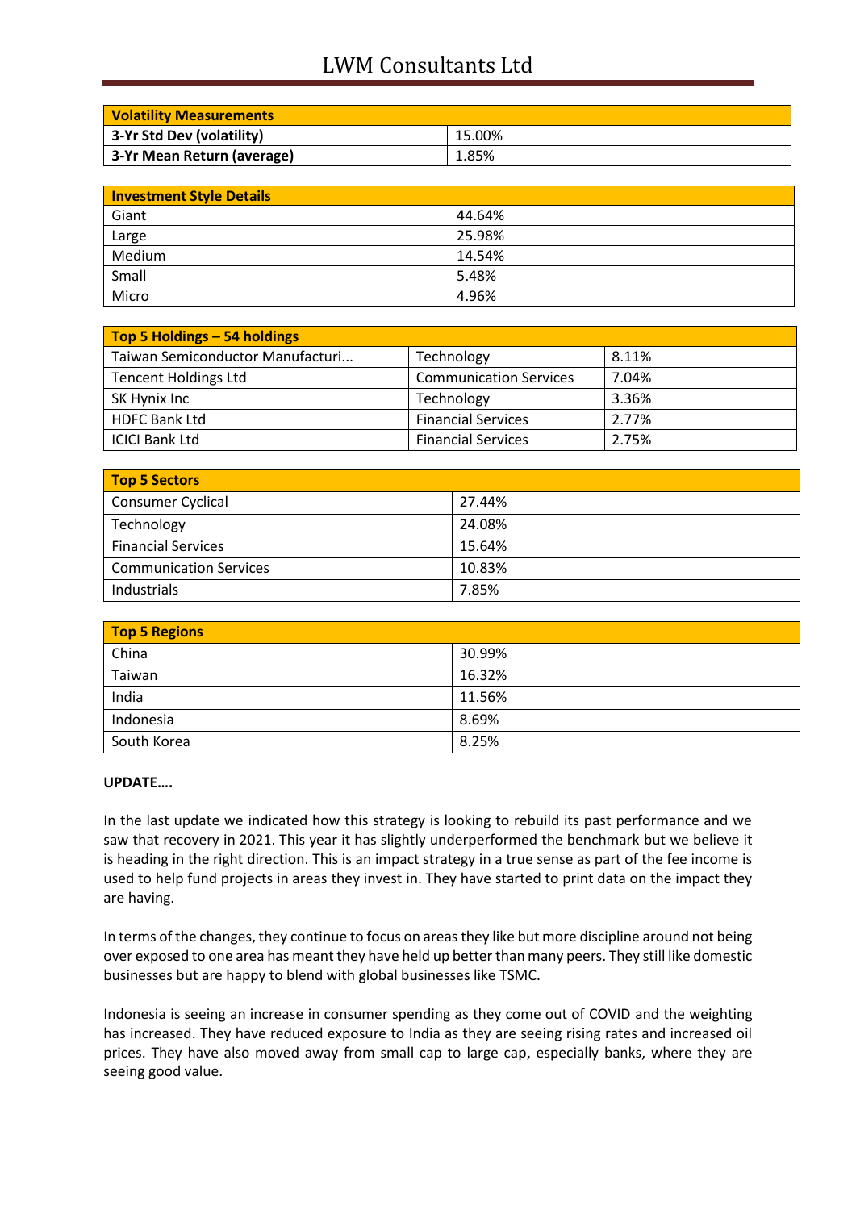| Volatility Measurements | |
|---|---|
| 3-Yr Std Dev (volatility) | 15.00% |
| 3-Yr Mean Return (average) | 1.85% |

| Investment Style Details | |
|---|---|
| Giant | 44.64% |
| Large | 25.98% |
| Medium | 14.54% |
| Small | 5.48% |
| Micro | 4.96% |

| Top 5 Holdings – 54 holdings | | |
|---|---|---|
| Taiwan Semiconductor Manufacturi... | Technology | 8.11% |
| Tencent Holdings Ltd | Communication Services | 7.04% |
| SK Hynix Inc | Technology | 3.36% |
| HDFC Bank Ltd | Financial Services | 2.77% |
| ICICI Bank Ltd | Financial Services | 2.75% |

| Top 5 Sectors | |
|---|---|
| Consumer Cyclical | 27.44% |
| Technology | 24.08% |
| Financial Services | 15.64% |
| Communication Services | 10.83% |
| Industrials | 7.85% |

| Top 5 Regions | |
|---|---|
| China | 30.99% |
| Taiwan | 16.32% |
| India | 11.56% |
| Indonesia | 8.69% |
| South Korea | 8.25% |

**UPDATE….**

In the last update we indicated how this strategy is looking to rebuild its past performance and we saw that recovery in 2021. This year it has slightly underperformed the benchmark but we believe it is heading in the right direction. This is an impact strategy in a true sense as part of the fee income is used to help fund projects in areas they invest in. They have started to print data on the impact they are having.

In terms of the changes, they continue to focus on areas they like but more discipline around not being over exposed to one area has meant they have held up better than many peers. They still like domestic businesses but are happy to blend with global businesses like TSMC.

Indonesia is seeing an increase in consumer spending as they come out of COVID and the weighting has increased. They have reduced exposure to India as they are seeing rising rates and increased oil prices. They have also moved away from small cap to large cap, especially banks, where they are seeing good value.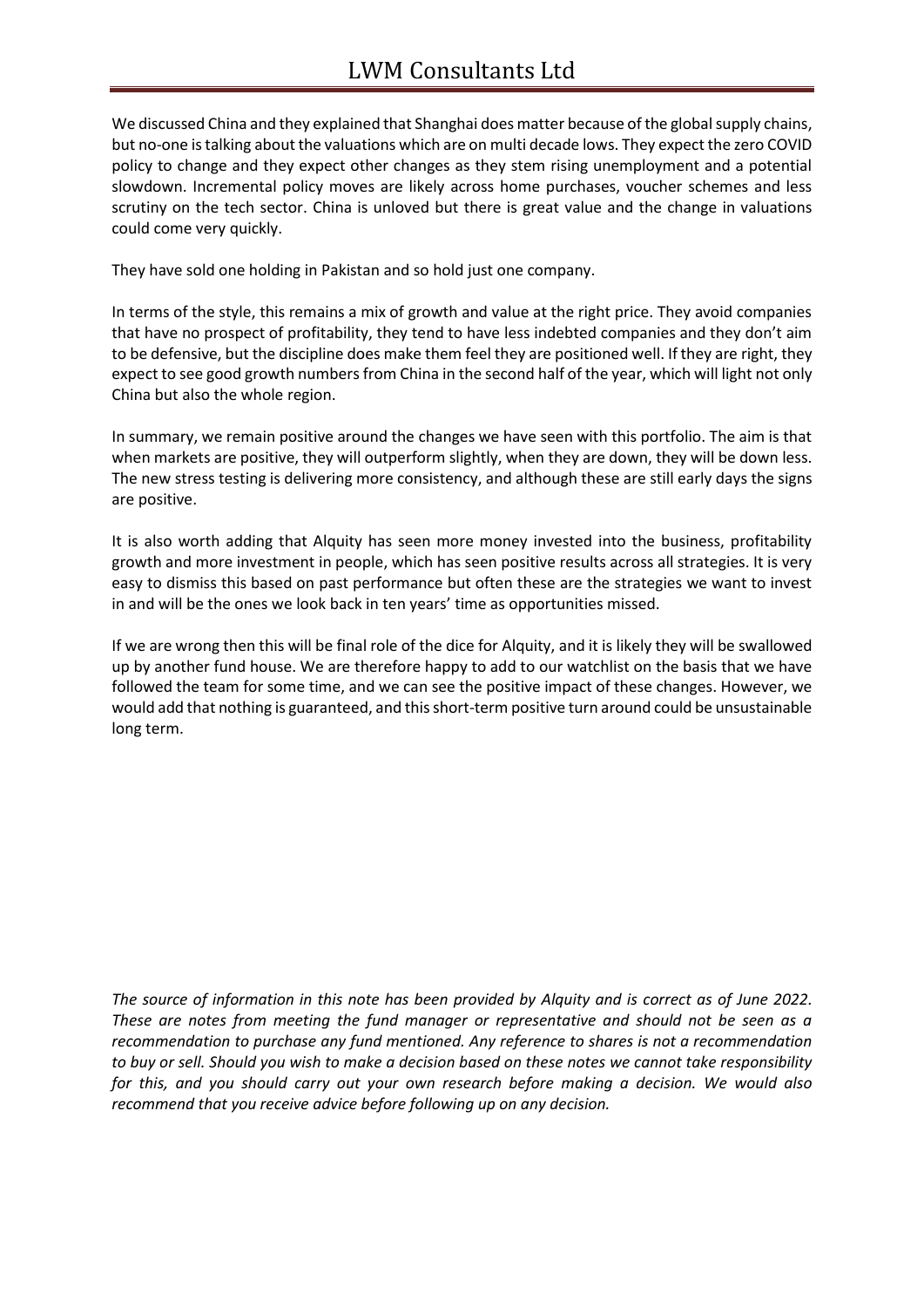We discussed China and they explained that Shanghai does matter because of the global supply chains, but no-one is talking about the valuations which are on multi decade lows. They expect the zero COVID policy to change and they expect other changes as they stem rising unemployment and a potential slowdown. Incremental policy moves are likely across home purchases, voucher schemes and less scrutiny on the tech sector. China is unloved but there is great value and the change in valuations could come very quickly.

They have sold one holding in Pakistan and so hold just one company.

In terms of the style, this remains a mix of growth and value at the right price. They avoid companies that have no prospect of profitability, they tend to have less indebted companies and they don't aim to be defensive, but the discipline does make them feel they are positioned well. If they are right, they expect to see good growth numbers from China in the second half of the year, which will light not only China but also the whole region.

In summary, we remain positive around the changes we have seen with this portfolio. The aim is that when markets are positive, they will outperform slightly, when they are down, they will be down less. The new stress testing is delivering more consistency, and although these are still early days the signs are positive.

It is also worth adding that Alquity has seen more money invested into the business, profitability growth and more investment in people, which has seen positive results across all strategies. It is very easy to dismiss this based on past performance but often these are the strategies we want to invest in and will be the ones we look back in ten years' time as opportunities missed.

If we are wrong then this will be final role of the dice for Alquity, and it is likely they will be swallowed up by another fund house. We are therefore happy to add to our watchlist on the basis that we have followed the team for some time, and we can see the positive impact of these changes. However, we would add that nothing is guaranteed, and this short-term positive turn around could be unsustainable long term.

*The source of information in this note has been provided by Alquity and is correct as of June 2022. These are notes from meeting the fund manager or representative and should not be seen as a recommendation to purchase any fund mentioned. Any reference to shares is not a recommendation to buy or sell. Should you wish to make a decision based on these notes we cannot take responsibility for this, and you should carry out your own research before making a decision. We would also recommend that you receive advice before following up on any decision.*